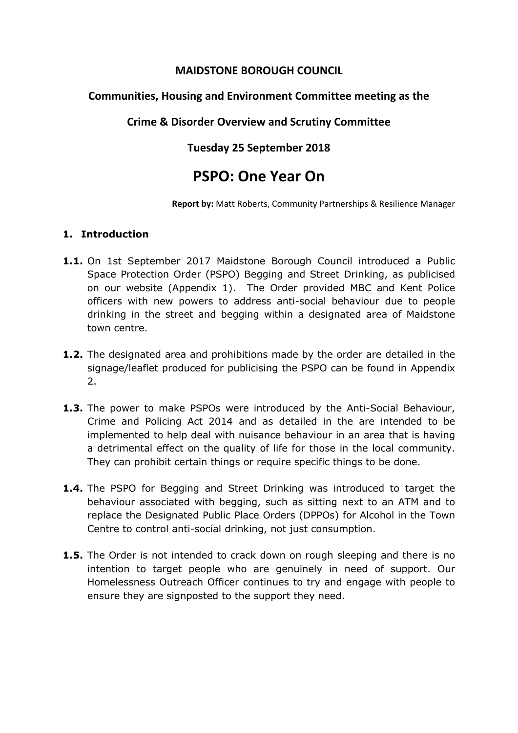**MAIDSTONE BOROUGH COUNCIL**

**Communities, Housing and Environment Committee meeting as the**

**Crime & Disorder Overview and Scrutiny Committee**

**Tuesday 25 September 2018**

# PSPO: One Year On

**Report by:** Matt Roberts, Community Partnerships & Resilience Manager

## 1. Introduction

**1.1.** On 1st September 2017 Maidstone Borough Council introduced a Public Space Protection Order (PSPO) Begging and Street Drinking, as publicised on our website (Appendix 1). The Order provided MBC and Kent Police officers with new powers to address anti-social behaviour due to people drinking in the street and begging within a designated area of Maidstone town centre.

**1.2.** The designated area and prohibitions made by the order are detailed in the signage/leaflet produced for publicising the PSPO can be found in Appendix 2.

**1.3.** The power to make PSPOs were introduced by the Anti-Social Behaviour, Crime and Policing Act 2014 and as detailed in the are intended to be implemented to help deal with nuisance behaviour in an area that is having a detrimental effect on the quality of life for those in the local community. They can prohibit certain things or require specific things to be done.

**1.4.** The PSPO for Begging and Street Drinking was introduced to target the behaviour associated with begging, such as sitting next to an ATM and to replace the Designated Public Place Orders (DPPOs) for Alcohol in the Town Centre to control anti-social drinking, not just consumption.

**1.5.** The Order is not intended to crack down on rough sleeping and there is no intention to target people who are genuinely in need of support. Our Homelessness Outreach Officer continues to try and engage with people to ensure they are signposted to the support they need.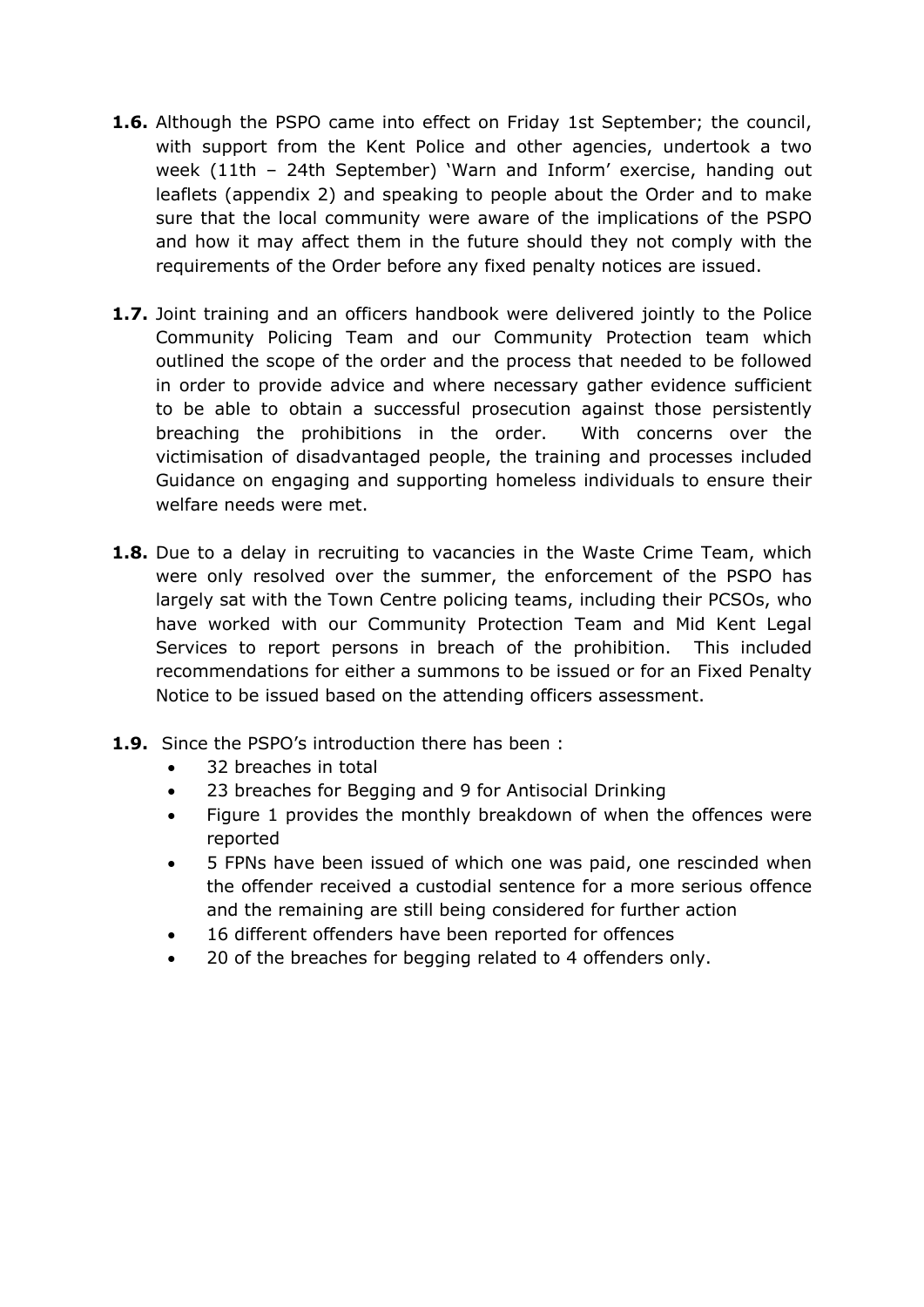**1.6.** Although the PSPO came into effect on Friday 1st September; the council, with support from the Kent Police and other agencies, undertook a two week (11th – 24th September) 'Warn and Inform' exercise, handing out leaflets (appendix 2) and speaking to people about the Order and to make sure that the local community were aware of the implications of the PSPO and how it may affect them in the future should they not comply with the requirements of the Order before any fixed penalty notices are issued.

**1.7.** Joint training and an officers handbook were delivered jointly to the Police Community Policing Team and our Community Protection team which outlined the scope of the order and the process that needed to be followed in order to provide advice and where necessary gather evidence sufficient to be able to obtain a successful prosecution against those persistently breaching the prohibitions in the order. With concerns over the victimisation of disadvantaged people, the training and processes included Guidance on engaging and supporting homeless individuals to ensure their welfare needs were met.

**1.8.** Due to a delay in recruiting to vacancies in the Waste Crime Team, which were only resolved over the summer, the enforcement of the PSPO has largely sat with the Town Centre policing teams, including their PCSOs, who have worked with our Community Protection Team and Mid Kent Legal Services to report persons in breach of the prohibition. This included recommendations for either a summons to be issued or for an Fixed Penalty Notice to be issued based on the attending officers assessment.

**1.9.** Since the PSPO's introduction there has been :

- 32 breaches in total
- 23 breaches for Begging and 9 for Antisocial Drinking
- Figure 1 provides the monthly breakdown of when the offences were reported
- 5 FPNs have been issued of which one was paid, one rescinded when the offender received a custodial sentence for a more serious offence and the remaining are still being considered for further action
- 16 different offenders have been reported for offences
- 20 of the breaches for begging related to 4 offenders only.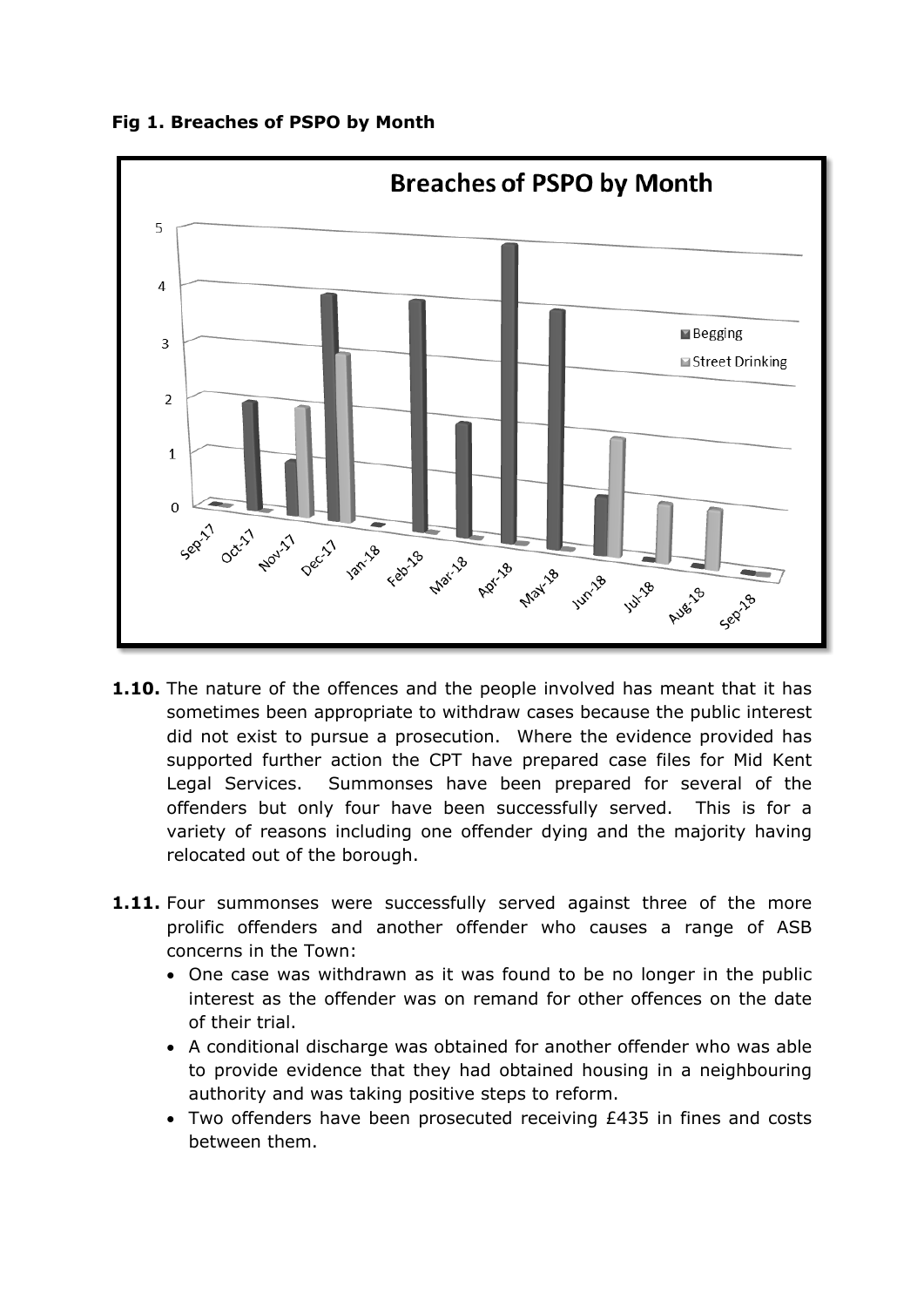**Fig 1. Breaches of PSPO by Month**

- **1.10.** The nature of the offences and the people involved has meant that it has sometimes been appropriate to withdraw cases because the public interest did not exist to pursue a prosecution. Where the evidence provided has supported further action the CPT have prepared case files for Mid Kent Legal Services. Summonses have been prepared for several of the offenders but only four have been successfully served. This is for a variety of reasons including one offender dying and the majority having relocated out of the borough.

- **1.11.** Four summonses were successfully served against three of the more prolific offenders and another offender who causes a range of ASB concerns in the Town:
  - One case was withdrawn as it was found to be no longer in the public interest as the offender was on remand for other offences on the date of their trial.
  - A conditional discharge was obtained for another offender who was able to provide evidence that they had obtained housing in a neighbouring authority and was taking positive steps to reform.
  - Two offenders have been prosecuted receiving £435 in fines and costs between them.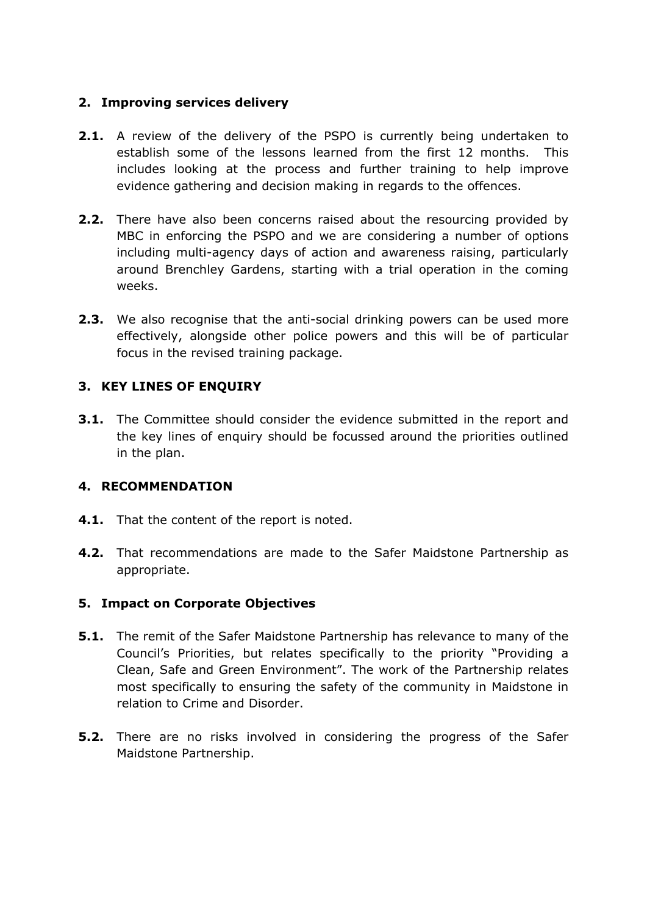## 2. Improving services delivery

**2.1.** A review of the delivery of the PSPO is currently being undertaken to establish some of the lessons learned from the first 12 months. This includes looking at the process and further training to help improve evidence gathering and decision making in regards to the offences.

**2.2.** There have also been concerns raised about the resourcing provided by MBC in enforcing the PSPO and we are considering a number of options including multi-agency days of action and awareness raising, particularly around Brenchley Gardens, starting with a trial operation in the coming weeks.

**2.3.** We also recognise that the anti-social drinking powers can be used more effectively, alongside other police powers and this will be of particular focus in the revised training package.

## 3. KEY LINES OF ENQUIRY

**3.1.** The Committee should consider the evidence submitted in the report and the key lines of enquiry should be focussed around the priorities outlined in the plan.

## 4. RECOMMENDATION

**4.1.** That the content of the report is noted.

**4.2.** That recommendations are made to the Safer Maidstone Partnership as appropriate.

## 5. Impact on Corporate Objectives

**5.1.** The remit of the Safer Maidstone Partnership has relevance to many of the Council's Priorities, but relates specifically to the priority "Providing a Clean, Safe and Green Environment". The work of the Partnership relates most specifically to ensuring the safety of the community in Maidstone in relation to Crime and Disorder.

**5.2.** There are no risks involved in considering the progress of the Safer Maidstone Partnership.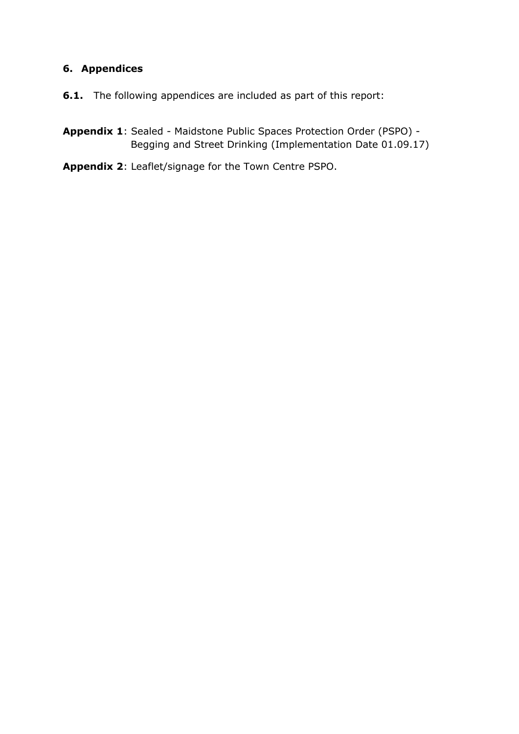## 6. Appendices

**6.1.** The following appendices are included as part of this report:

**Appendix 1**: Sealed - Maidstone Public Spaces Protection Order (PSPO) - Begging and Street Drinking (Implementation Date 01.09.17)

**Appendix 2**: Leaflet/signage for the Town Centre PSPO.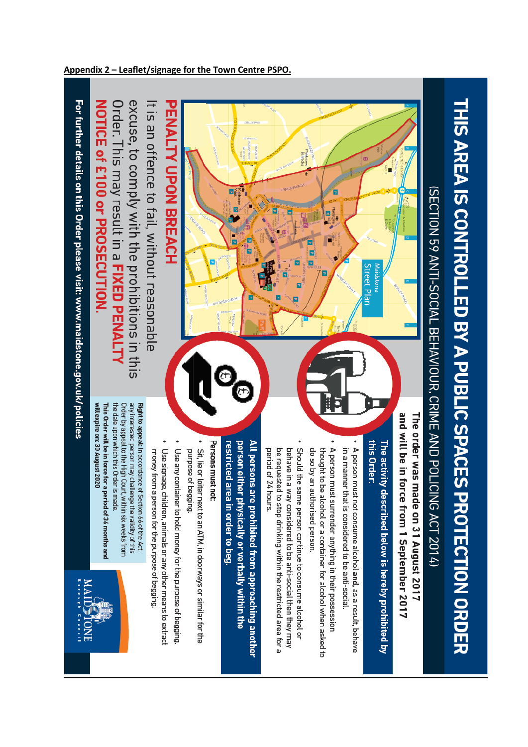**Appendix 2 – Leaflet/signage for the Town Centre PSPO.**

# THIS AREA IS CONTROLLED BY A PUBLIC SPACES PROTECTION ORDER

(SECTION 59 ANTI-SOCIAL BEHAVIOUR, CRIME AND POLICING ACT 2014)

Maidstone Street Plan

**The order was made on 31 August 2017 and will be in force from 1 September 2017**

**The activity described below is hereby prohibited by this Order:**

- A person must not consume alcohol **and**, as a result, behave in a manner that is considered to be anti-social.
- A person must surrender anything in their possession thought to be alcohol or a container for alcohol when asked to do so by an authorised person.
- Should the same person continue to consume alcohol or behave in a way considered to be anti-social then they may be requested to stop drinking within the restricted area for a period of 24 hours.

**All persons are prohibited from approaching another person either physically or verbally within the restricted area in order to beg.**

**Persons must not:**

- Sit, lie or loiter next to an ATM, in doorways or similar for the purpose of begging.
- Use any container to hold money for the purpose of begging.
- Use signage, children, animals or any other means to extract money from a person for the purpose of begging.

## PENALTY UPON BREACH

It is an offence to fail, without reasonable excuse, to comply with the prohibitions in this Order. This may result in a **FIXED PENALTY NOTICE of £100 or PROSECUTION.**

**Right to appeal:** In accordance of Section 66 of the Act, any interested person may challenge the validity of this Order by appeal to the High Court, within six weeks from the date upon which this Order is made.

**This Order will be in force for a period of 36 months and will expire on: 30 August 2020**

MAIDSTONE Borough Council

**For further details on this Order please visit: www.maidstone.gov.uk/policies**